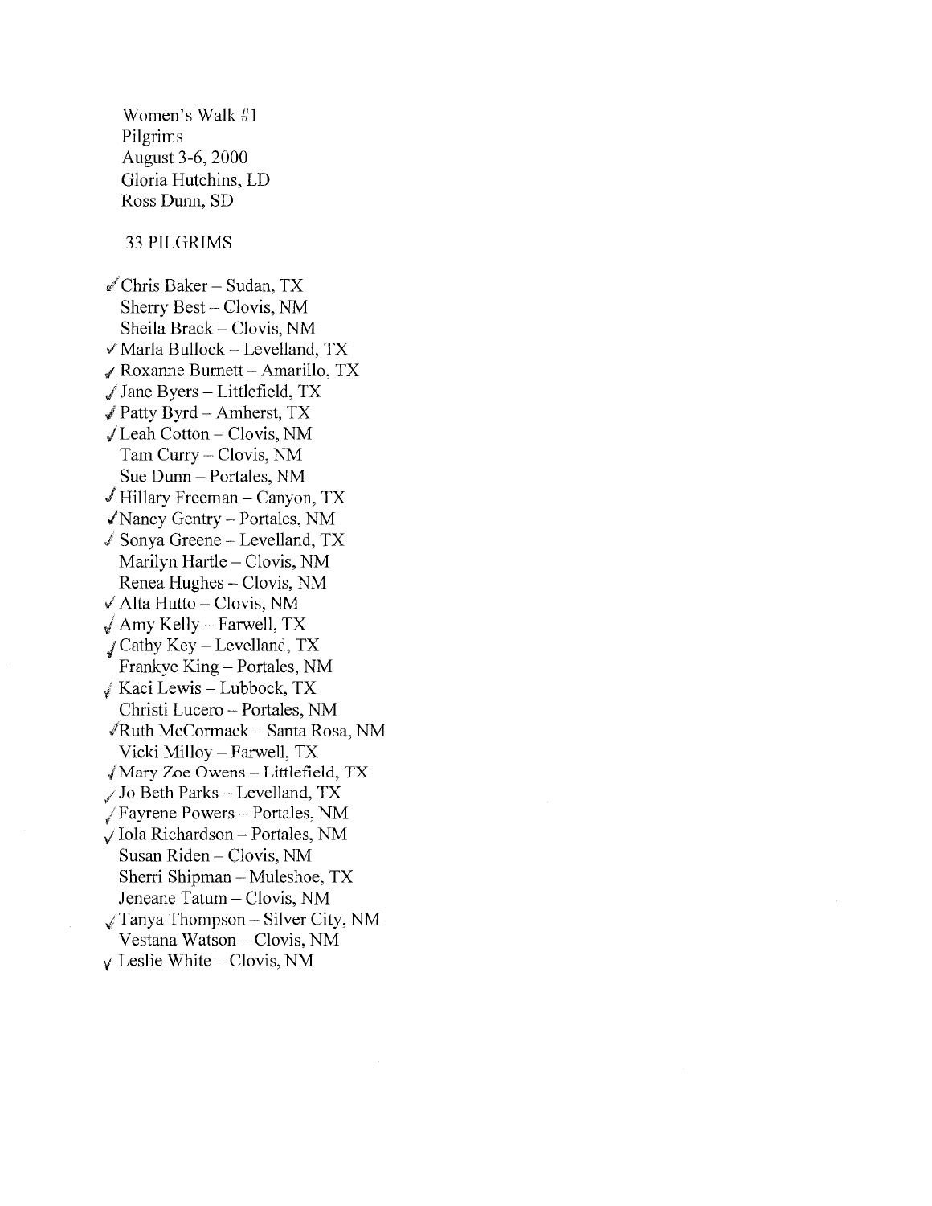Women's Walk #1
Pilgrims
August 3-6, 2000
Gloria Hutchins, LD
Ross Dunn, SD

33 PILGRIMS

✓ Chris Baker – Sudan, TX
Sherry Best – Clovis, NM
Sheila Brack – Clovis, NM
✓ Marla Bullock – Levelland, TX
✓ Roxanne Burnett – Amarillo, TX
✓ Jane Byers – Littlefield, TX
✓ Patty Byrd – Amherst, TX
✓ Leah Cotton – Clovis, NM
Tam Curry – Clovis, NM
Sue Dunn – Portales, NM
✓ Hillary Freeman – Canyon, TX
✓ Nancy Gentry – Portales, NM
✓ Sonya Greene – Levelland, TX
Marilyn Hartle – Clovis, NM
Renea Hughes – Clovis, NM
✓ Alta Hutto – Clovis, NM
✓ Amy Kelly – Farwell, TX
✓ Cathy Key – Levelland, TX
Frankye King – Portales, NM
✓ Kaci Lewis – Lubbock, TX
Christi Lucero – Portales, NM
✓ Ruth McCormack – Santa Rosa, NM
Vicki Milloy – Farwell, TX
✓ Mary Zoe Owens – Littlefield, TX
✓ Jo Beth Parks – Levelland, TX
✓ Fayrene Powers – Portales, NM
✓ Iola Richardson – Portales, NM
Susan Riden – Clovis, NM
Sherri Shipman – Muleshoe, TX
Jeneane Tatum – Clovis, NM
✓ Tanya Thompson – Silver City, NM
Vestana Watson – Clovis, NM
✓ Leslie White – Clovis, NM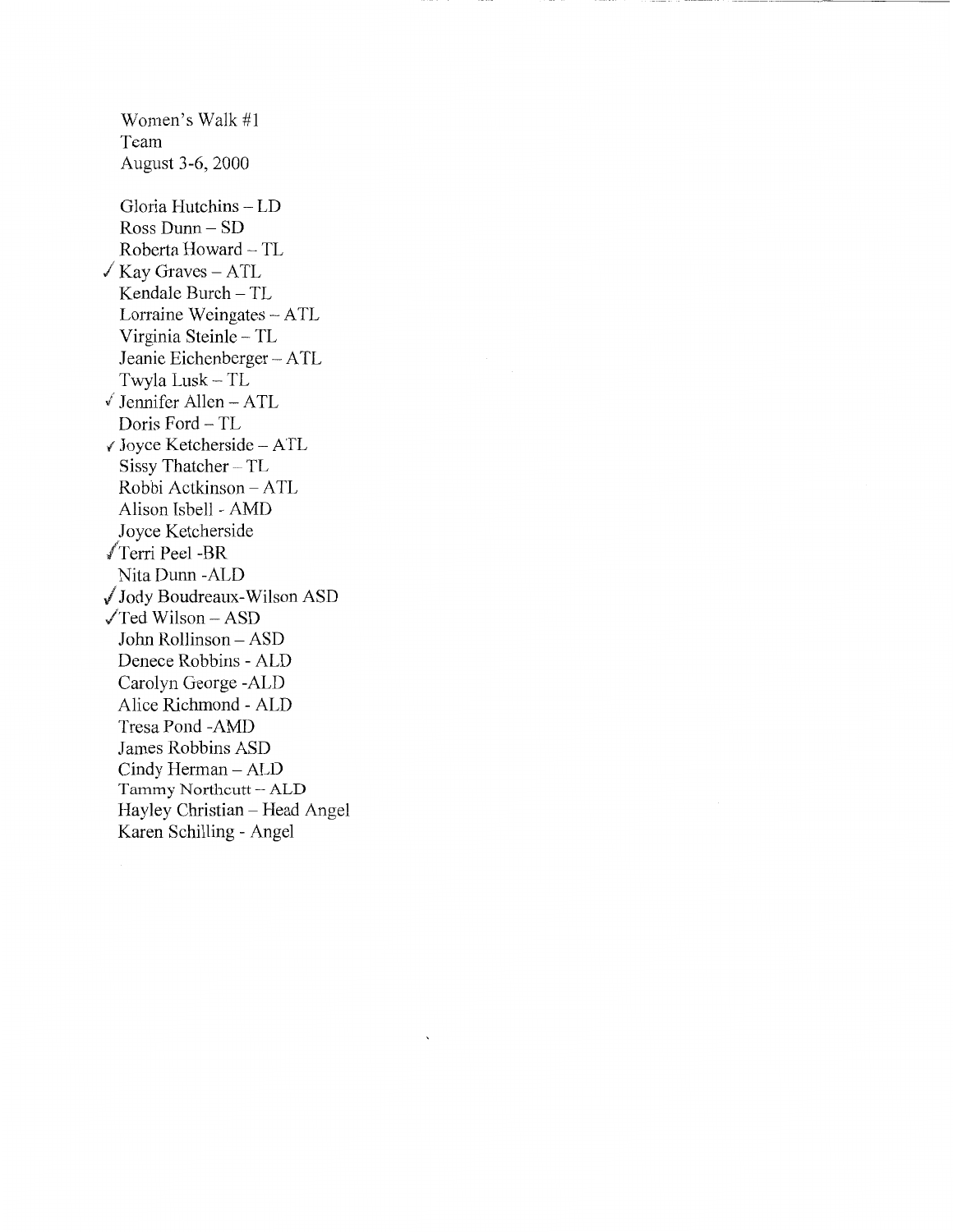Women's Walk #1
Team
August 3-6, 2000

Gloria Hutchins – LD
Ross Dunn – SD
Roberta Howard – TL
✓ Kay Graves – ATL
Kendale Burch – TL
Lorraine Weingates – ATL
Virginia Steinle – TL
Jeanie Eichenberger – ATL
Twyla Lusk – TL
✓ Jennifer Allen – ATL
Doris Ford – TL
✓ Joyce Ketcherside – ATL
Sissy Thatcher – TL
Robbi Actkinson – ATL
Alison Isbell - AMD
Joyce Ketcherside
✓ Terri Peel -BR
Nita Dunn -ALD
✓ Jody Boudreaux-Wilson ASD
✓ Ted Wilson – ASD
John Rollinson – ASD
Denece Robbins - ALD
Carolyn George -ALD
Alice Richmond - ALD
Tresa Pond -AMD
James Robbins ASD
Cindy Herman – ALD
Tammy Northcutt – ALD
Hayley Christian – Head Angel
Karen Schilling - Angel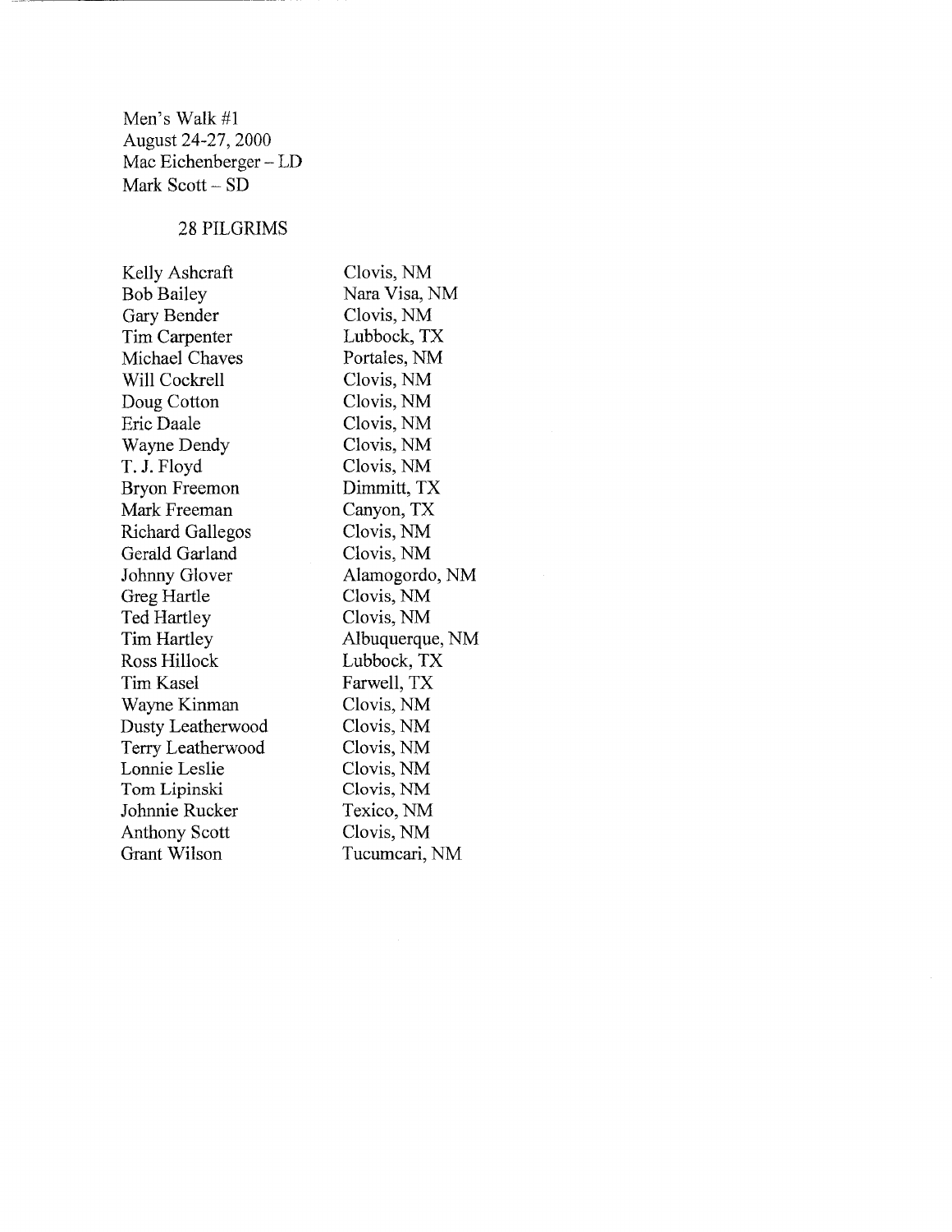Men's Walk #1
August 24-27, 2000
Mac Eichenberger – LD
Mark Scott – SD

28 PILGRIMS

| | |
|---|---|
| Kelly Ashcraft | Clovis, NM |
| Bob Bailey | Nara Visa, NM |
| Gary Bender | Clovis, NM |
| Tim Carpenter | Lubbock, TX |
| Michael Chaves | Portales, NM |
| Will Cockrell | Clovis, NM |
| Doug Cotton | Clovis, NM |
| Eric Daale | Clovis, NM |
| Wayne Dendy | Clovis, NM |
| T. J. Floyd | Clovis, NM |
| Bryon Freemon | Dimmitt, TX |
| Mark Freeman | Canyon, TX |
| Richard Gallegos | Clovis, NM |
| Gerald Garland | Clovis, NM |
| Johnny Glover | Alamogordo, NM |
| Greg Hartle | Clovis, NM |
| Ted Hartley | Clovis, NM |
| Tim Hartley | Albuquerque, NM |
| Ross Hillock | Lubbock, TX |
| Tim Kasel | Farwell, TX |
| Wayne Kinman | Clovis, NM |
| Dusty Leatherwood | Clovis, NM |
| Terry Leatherwood | Clovis, NM |
| Lonnie Leslie | Clovis, NM |
| Tom Lipinski | Clovis, NM |
| Johnnie Rucker | Texico, NM |
| Anthony Scott | Clovis, NM |
| Grant Wilson | Tucumcari, NM |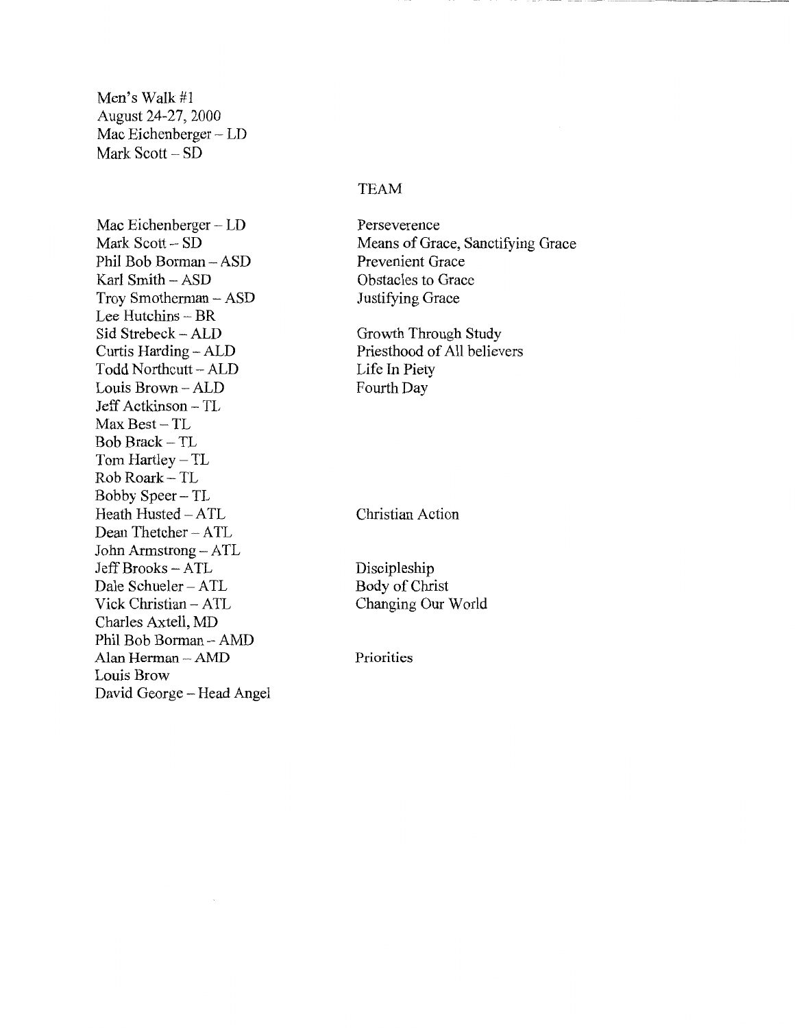Men's Walk #1
August 24-27, 2000
Mac Eichenberger – LD
Mark Scott – SD

TEAM

| | |
|---|---|
| Mac Eichenberger – LD | Perseverence |
| Mark Scott – SD | Means of Grace, Sanctifying Grace |
| Phil Bob Borman – ASD | Prevenient Grace |
| Karl Smith – ASD | Obstacles to Grace |
| Troy Smotherman – ASD | Justifying Grace |
| Lee Hutchins – BR | |
| Sid Strebeck – ALD | Growth Through Study |
| Curtis Harding – ALD | Priesthood of All believers |
| Todd Northcutt – ALD | Life In Piety |
| Louis Brown – ALD | Fourth Day |
| Jeff Actkinson – TL | |
| Max Best – TL | |
| Bob Brack – TL | |
| Tom Hartley – TL | |
| Rob Roark – TL | |
| Bobby Speer – TL | |
| Heath Husted – ATL | Christian Action |
| Dean Thetcher – ATL | |
| John Armstrong – ATL | |
| Jeff Brooks – ATL | Discipleship |
| Dale Schueler – ATL | Body of Christ |
| Vick Christian – ATL | Changing Our World |
| Charles Axtell, MD | |
| Phil Bob Borman – AMD | |
| Alan Herman – AMD | Priorities |
| Louis Brow | |
| David George – Head Angel | |